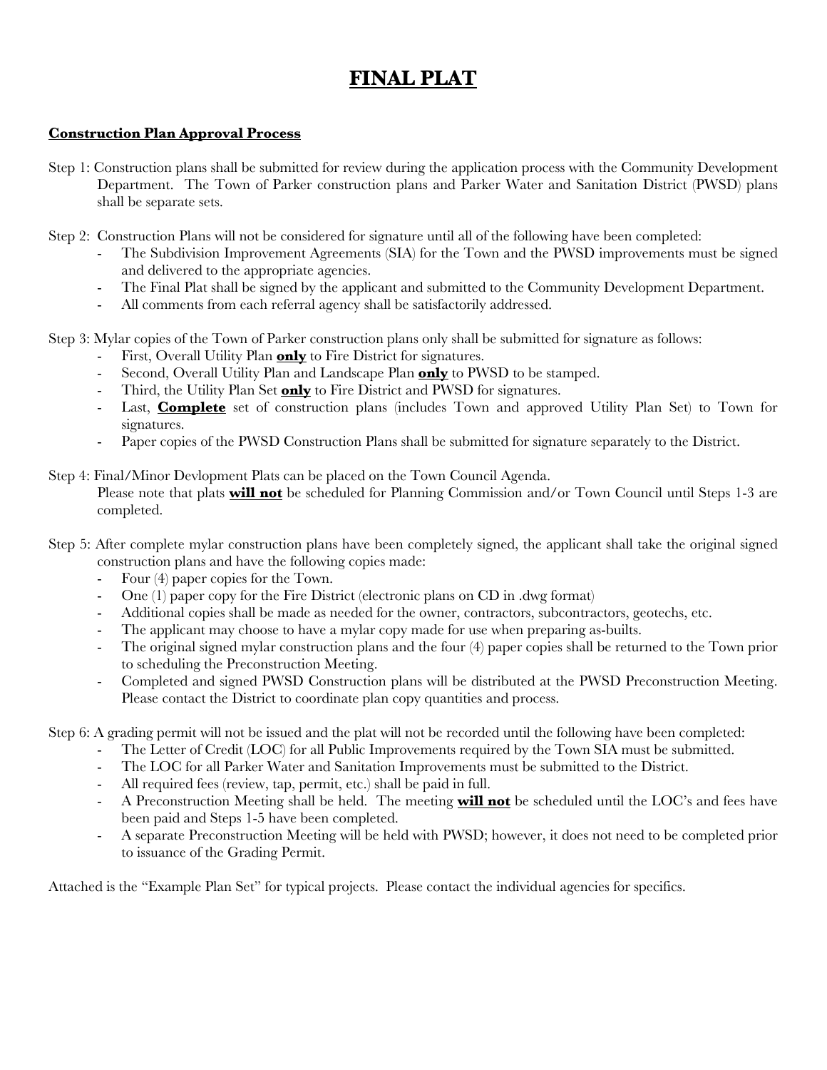# FINAL PLAT

**Construction Plan Approval Process**

Step 1: Construction plans shall be submitted for review during the application process with the Community Development Department. The Town of Parker construction plans and Parker Water and Sanitation District (PWSD) plans shall be separate sets.

Step 2: Construction Plans will not be considered for signature until all of the following have been completed:

- The Subdivision Improvement Agreements (SIA) for the Town and the PWSD improvements must be signed and delivered to the appropriate agencies.
- The Final Plat shall be signed by the applicant and submitted to the Community Development Department.
- All comments from each referral agency shall be satisfactorily addressed.

Step 3: Mylar copies of the Town of Parker construction plans only shall be submitted for signature as follows:

- First, Overall Utility Plan **only** to Fire District for signatures.
- Second, Overall Utility Plan and Landscape Plan **only** to PWSD to be stamped.
- Third, the Utility Plan Set **only** to Fire District and PWSD for signatures.
- Last, **Complete** set of construction plans (includes Town and approved Utility Plan Set) to Town for signatures.
- Paper copies of the PWSD Construction Plans shall be submitted for signature separately to the District.

Step 4: Final/Minor Devlopment Plats can be placed on the Town Council Agenda.
Please note that plats **will not** be scheduled for Planning Commission and/or Town Council until Steps 1-3 are completed.

Step 5: After complete mylar construction plans have been completely signed, the applicant shall take the original signed construction plans and have the following copies made:

- Four (4) paper copies for the Town.
- One (1) paper copy for the Fire District (electronic plans on CD in .dwg format)
- Additional copies shall be made as needed for the owner, contractors, subcontractors, geotechs, etc.
- The applicant may choose to have a mylar copy made for use when preparing as-builts.
- The original signed mylar construction plans and the four (4) paper copies shall be returned to the Town prior to scheduling the Preconstruction Meeting.
- Completed and signed PWSD Construction plans will be distributed at the PWSD Preconstruction Meeting. Please contact the District to coordinate plan copy quantities and process.

Step 6: A grading permit will not be issued and the plat will not be recorded until the following have been completed:

- The Letter of Credit (LOC) for all Public Improvements required by the Town SIA must be submitted.
- The LOC for all Parker Water and Sanitation Improvements must be submitted to the District.
- All required fees (review, tap, permit, etc.) shall be paid in full.
- A Preconstruction Meeting shall be held. The meeting **will not** be scheduled until the LOC's and fees have been paid and Steps 1-5 have been completed.
- A separate Preconstruction Meeting will be held with PWSD; however, it does not need to be completed prior to issuance of the Grading Permit.

Attached is the "Example Plan Set" for typical projects. Please contact the individual agencies for specifics.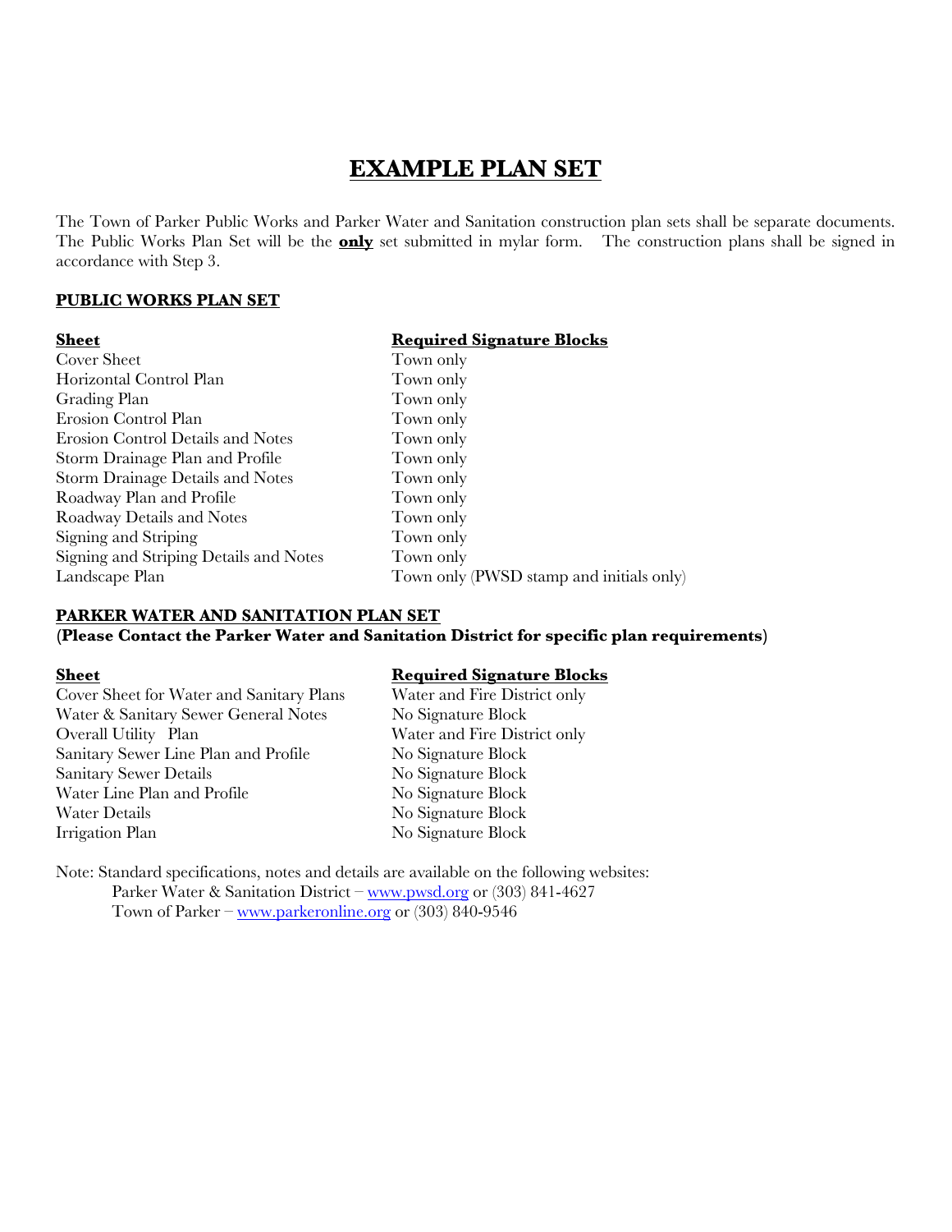# EXAMPLE PLAN SET

The Town of Parker Public Works and Parker Water and Sanitation construction plan sets shall be separate documents. The Public Works Plan Set will be the **only** set submitted in mylar form. The construction plans shall be signed in accordance with Step 3.

## PUBLIC WORKS PLAN SET

| Sheet | Required Signature Blocks |
|---|---|
| Cover Sheet | Town only |
| Horizontal Control Plan | Town only |
| Grading Plan | Town only |
| Erosion Control Plan | Town only |
| Erosion Control Details and Notes | Town only |
| Storm Drainage Plan and Profile | Town only |
| Storm Drainage Details and Notes | Town only |
| Roadway Plan and Profile | Town only |
| Roadway Details and Notes | Town only |
| Signing and Striping | Town only |
| Signing and Striping Details and Notes | Town only |
| Landscape Plan | Town only (PWSD stamp and initials only) |

## PARKER WATER AND SANITATION PLAN SET

**(Please Contact the Parker Water and Sanitation District for specific plan requirements)**

| Sheet | Required Signature Blocks |
|---|---|
| Cover Sheet for Water and Sanitary Plans | Water and Fire District only |
| Water & Sanitary Sewer General Notes | No Signature Block |
| Overall Utility Plan | Water and Fire District only |
| Sanitary Sewer Line Plan and Profile | No Signature Block |
| Sanitary Sewer Details | No Signature Block |
| Water Line Plan and Profile | No Signature Block |
| Water Details | No Signature Block |
| Irrigation Plan | No Signature Block |

Note: Standard specifications, notes and details are available on the following websites:

Parker Water & Sanitation District – www.pwsd.org or (303) 841-4627
Town of Parker – www.parkeronline.org or (303) 840-9546